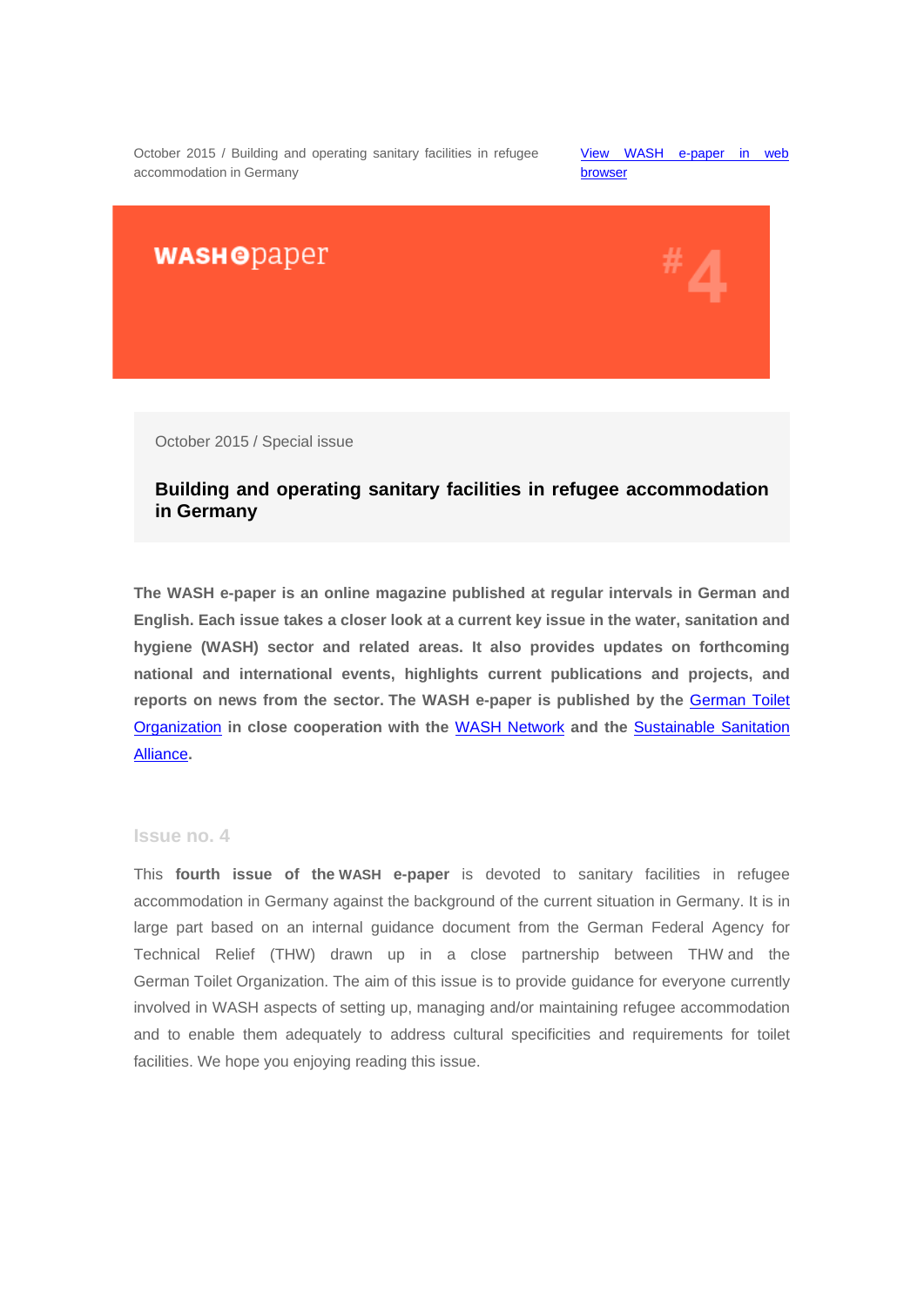October 2015 / Building and operating sanitary facilities in refugee accommodation in Germany

View WASH e-paper in web browser

WASH epaper #4

October 2015 / Special issue

# Building and operating sanitary facilities in refugee accommodation in Germany

**The WASH e-paper is an online magazine published at regular intervals in German and English. Each issue takes a closer look at a current key issue in the water, sanitation and hygiene (WASH) sector and related areas. It also provides updates on forthcoming national and international events, highlights current publications and projects, and reports on news from the sector. The WASH e-paper is published by the German Toilet Organization in close cooperation with the WASH Network and the Sustainable Sanitation Alliance.**

## Issue no. 4

This **fourth issue of the WASH e-paper** is devoted to sanitary facilities in refugee accommodation in Germany against the background of the current situation in Germany. It is in large part based on an internal guidance document from the German Federal Agency for Technical Relief (THW) drawn up in a close partnership between THW and the German Toilet Organization. The aim of this issue is to provide guidance for everyone currently involved in WASH aspects of setting up, managing and/or maintaining refugee accommodation and to enable them adequately to address cultural specificities and requirements for toilet facilities. We hope you enjoying reading this issue.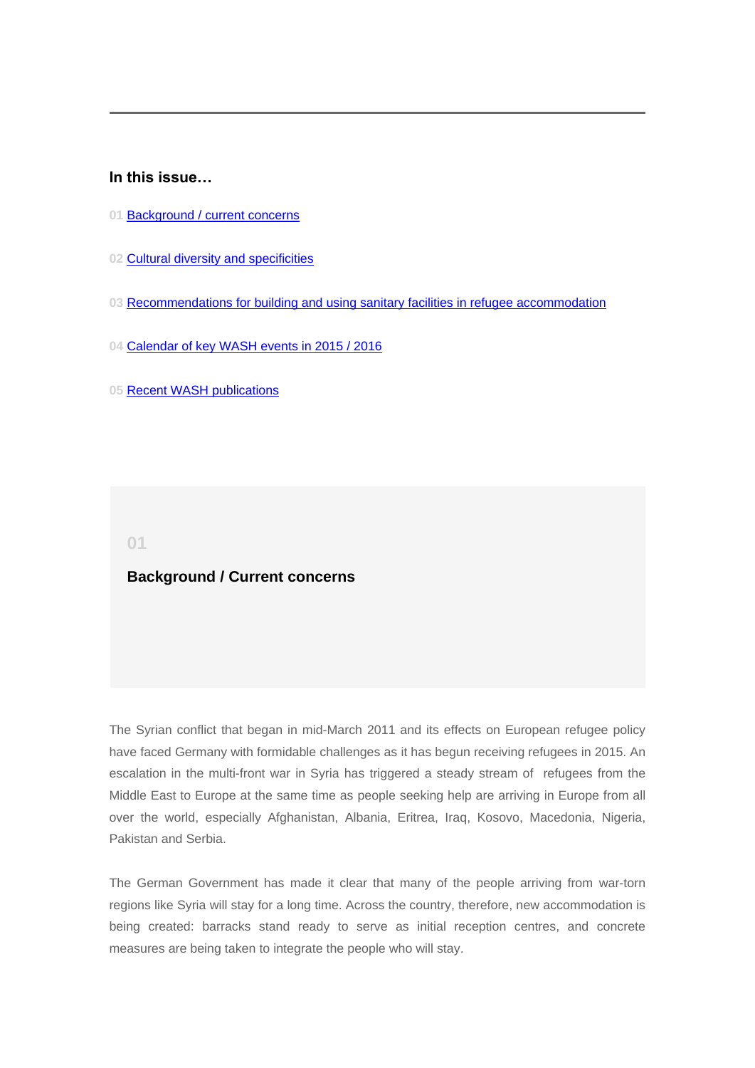## In this issue…

01 Background / current concerns

02 Cultural diversity and specificities

03 Recommendations for building and using sanitary facilities in refugee accommodation

04 Calendar of key WASH events in 2015 / 2016

05 Recent WASH publications

01

## Background / Current concerns

The Syrian conflict that began in mid-March 2011 and its effects on European refugee policy have faced Germany with formidable challenges as it has begun receiving refugees in 2015. An escalation in the multi-front war in Syria has triggered a steady stream of refugees from the Middle East to Europe at the same time as people seeking help are arriving in Europe from all over the world, especially Afghanistan, Albania, Eritrea, Iraq, Kosovo, Macedonia, Nigeria, Pakistan and Serbia.

The German Government has made it clear that many of the people arriving from war-torn regions like Syria will stay for a long time. Across the country, therefore, new accommodation is being created: barracks stand ready to serve as initial reception centres, and concrete measures are being taken to integrate the people who will stay.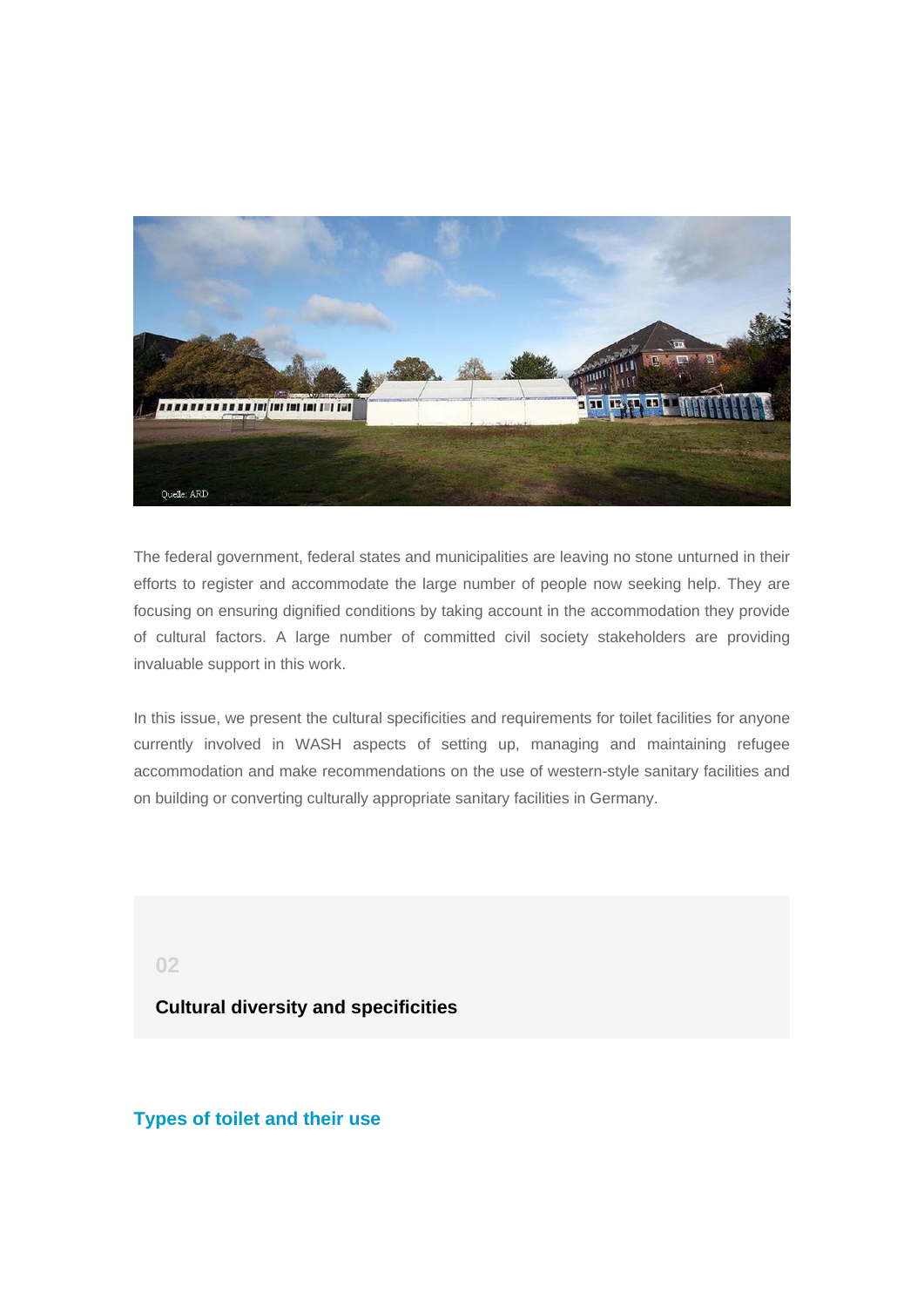The federal government, federal states and municipalities are leaving no stone unturned in their efforts to register and accommodate the large number of people now seeking help. They are focusing on ensuring dignified conditions by taking account in the accommodation they provide of cultural factors. A large number of committed civil society stakeholders are providing invaluable support in this work.

In this issue, we present the cultural specificities and requirements for toilet facilities for anyone currently involved in WASH aspects of setting up, managing and maintaining refugee accommodation and make recommendations on the use of western-style sanitary facilities and on building or converting culturally appropriate sanitary facilities in Germany.

02

## Cultural diversity and specificities

### Types of toilet and their use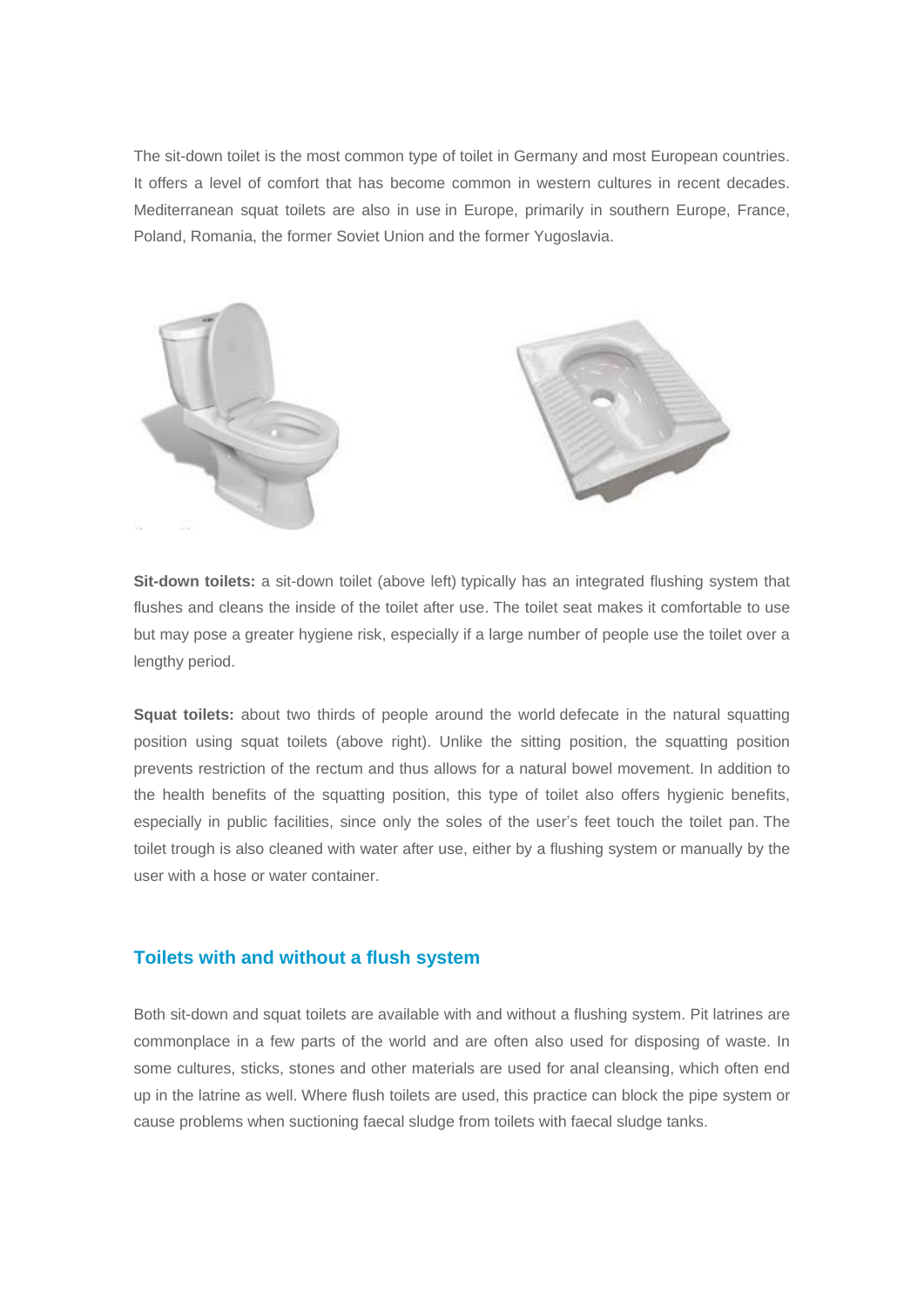The sit-down toilet is the most common type of toilet in Germany and most European countries. It offers a level of comfort that has become common in western cultures in recent decades. Mediterranean squat toilets are also in use in Europe, primarily in southern Europe, France, Poland, Romania, the former Soviet Union and the former Yugoslavia.

**Sit-down toilets:** a sit-down toilet (above left) typically has an integrated flushing system that flushes and cleans the inside of the toilet after use. The toilet seat makes it comfortable to use but may pose a greater hygiene risk, especially if a large number of people use the toilet over a lengthy period.

**Squat toilets:** about two thirds of people around the world defecate in the natural squatting position using squat toilets (above right). Unlike the sitting position, the squatting position prevents restriction of the rectum and thus allows for a natural bowel movement. In addition to the health benefits of the squatting position, this type of toilet also offers hygienic benefits, especially in public facilities, since only the soles of the user's feet touch the toilet pan. The toilet trough is also cleaned with water after use, either by a flushing system or manually by the user with a hose or water container.

## Toilets with and without a flush system

Both sit-down and squat toilets are available with and without a flushing system. Pit latrines are commonplace in a few parts of the world and are often also used for disposing of waste. In some cultures, sticks, stones and other materials are used for anal cleansing, which often end up in the latrine as well. Where flush toilets are used, this practice can block the pipe system or cause problems when suctioning faecal sludge from toilets with faecal sludge tanks.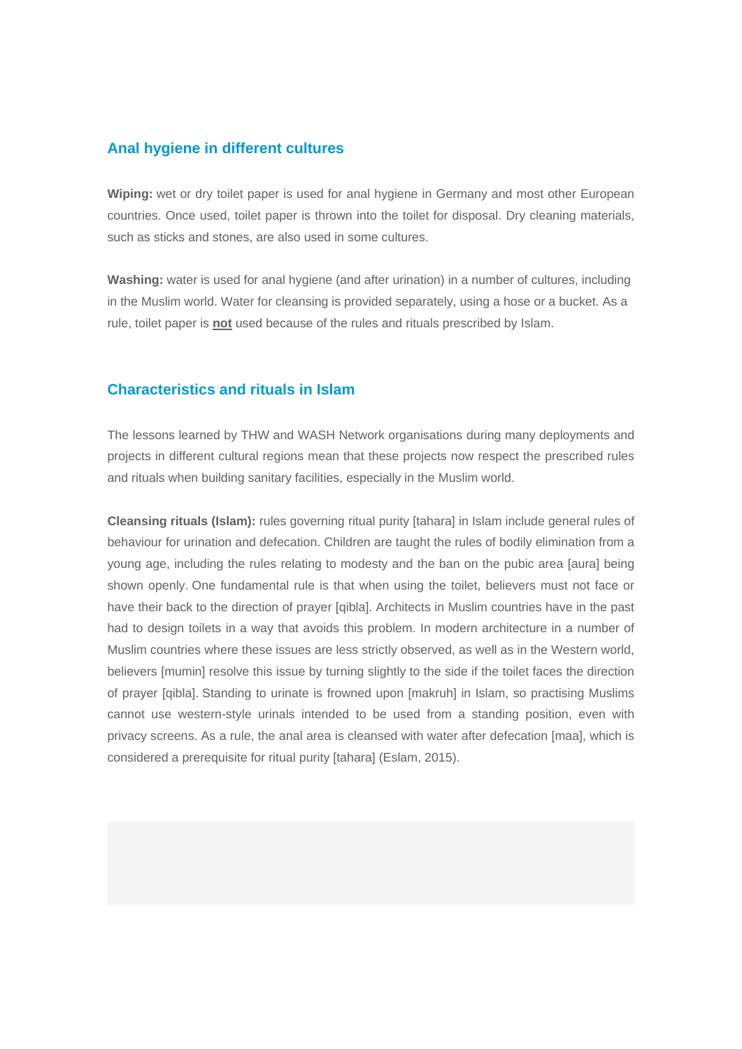## Anal hygiene in different cultures

**Wiping:** wet or dry toilet paper is used for anal hygiene in Germany and most other European countries. Once used, toilet paper is thrown into the toilet for disposal. Dry cleaning materials, such as sticks and stones, are also used in some cultures.

**Washing:** water is used for anal hygiene (and after urination) in a number of cultures, including in the Muslim world. Water for cleansing is provided separately, using a hose or a bucket. As a rule, toilet paper is **not** used because of the rules and rituals prescribed by Islam.

## Characteristics and rituals in Islam

The lessons learned by THW and WASH Network organisations during many deployments and projects in different cultural regions mean that these projects now respect the prescribed rules and rituals when building sanitary facilities, especially in the Muslim world.

**Cleansing rituals (Islam):** rules governing ritual purity [tahara] in Islam include general rules of behaviour for urination and defecation. Children are taught the rules of bodily elimination from a young age, including the rules relating to modesty and the ban on the pubic area [aura] being shown openly. One fundamental rule is that when using the toilet, believers must not face or have their back to the direction of prayer [qibla]. Architects in Muslim countries have in the past had to design toilets in a way that avoids this problem. In modern architecture in a number of Muslim countries where these issues are less strictly observed, as well as in the Western world, believers [mumin] resolve this issue by turning slightly to the side if the toilet faces the direction of prayer [qibla]. Standing to urinate is frowned upon [makruh] in Islam, so practising Muslims cannot use western-style urinals intended to be used from a standing position, even with privacy screens. As a rule, the anal area is cleansed with water after defecation [maa], which is considered a prerequisite for ritual purity [tahara] (Eslam, 2015).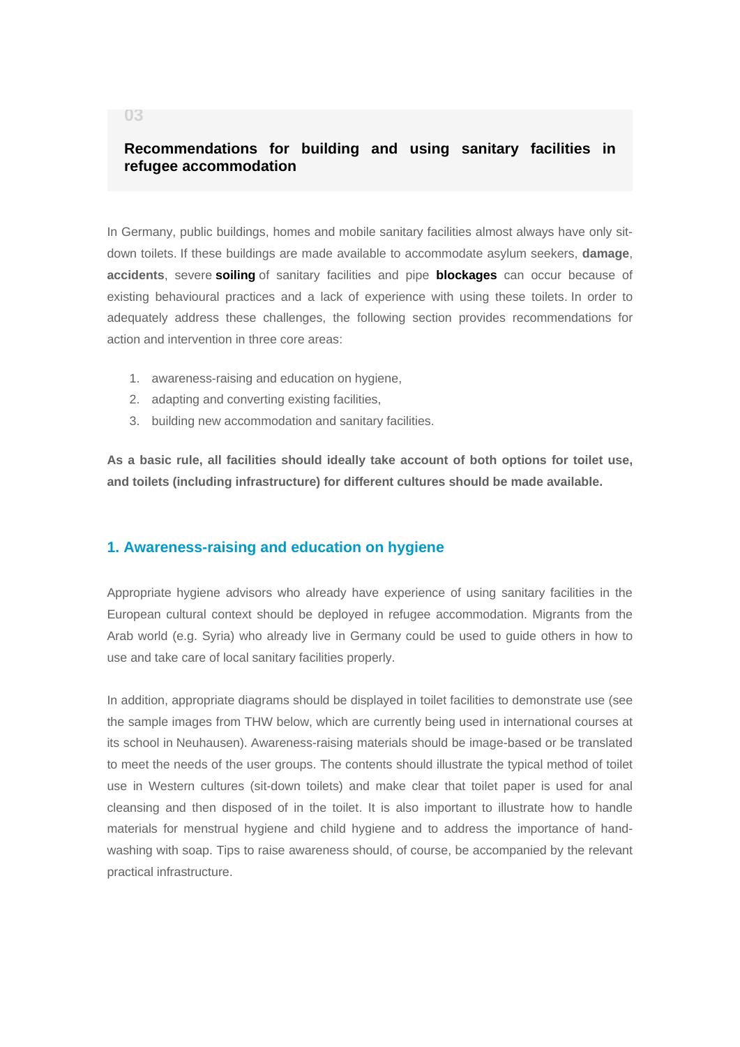03

## Recommendations for building and using sanitary facilities in refugee accommodation

In Germany, public buildings, homes and mobile sanitary facilities almost always have only sit-down toilets. If these buildings are made available to accommodate asylum seekers, **damage**, **accidents**, severe **soiling** of sanitary facilities and pipe **blockages** can occur because of existing behavioural practices and a lack of experience with using these toilets. In order to adequately address these challenges, the following section provides recommendations for action and intervention in three core areas:

1. awareness-raising and education on hygiene,
2. adapting and converting existing facilities,
3. building new accommodation and sanitary facilities.

**As a basic rule, all facilities should ideally take account of both options for toilet use, and toilets (including infrastructure) for different cultures should be made available.**

### 1. Awareness-raising and education on hygiene

Appropriate hygiene advisors who already have experience of using sanitary facilities in the European cultural context should be deployed in refugee accommodation. Migrants from the Arab world (e.g. Syria) who already live in Germany could be used to guide others in how to use and take care of local sanitary facilities properly.

In addition, appropriate diagrams should be displayed in toilet facilities to demonstrate use (see the sample images from THW below, which are currently being used in international courses at its school in Neuhausen). Awareness-raising materials should be image-based or be translated to meet the needs of the user groups. The contents should illustrate the typical method of toilet use in Western cultures (sit-down toilets) and make clear that toilet paper is used for anal cleansing and then disposed of in the toilet. It is also important to illustrate how to handle materials for menstrual hygiene and child hygiene and to address the importance of hand-washing with soap. Tips to raise awareness should, of course, be accompanied by the relevant practical infrastructure.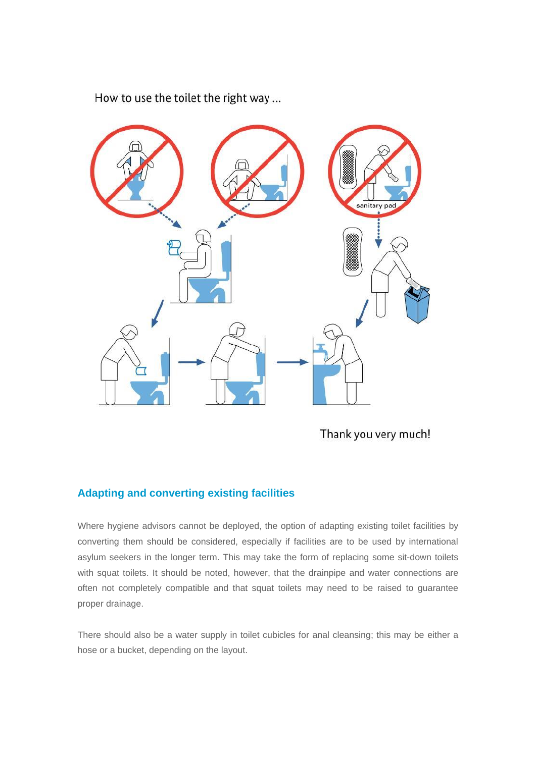How to use the toilet the right way ...

sanitary pad

Thank you very much!

## Adapting and converting existing facilities

Where hygiene advisors cannot be deployed, the option of adapting existing toilet facilities by converting them should be considered, especially if facilities are to be used by international asylum seekers in the longer term. This may take the form of replacing some sit-down toilets with squat toilets. It should be noted, however, that the drainpipe and water connections are often not completely compatible and that squat toilets may need to be raised to guarantee proper drainage.

There should also be a water supply in toilet cubicles for anal cleansing; this may be either a hose or a bucket, depending on the layout.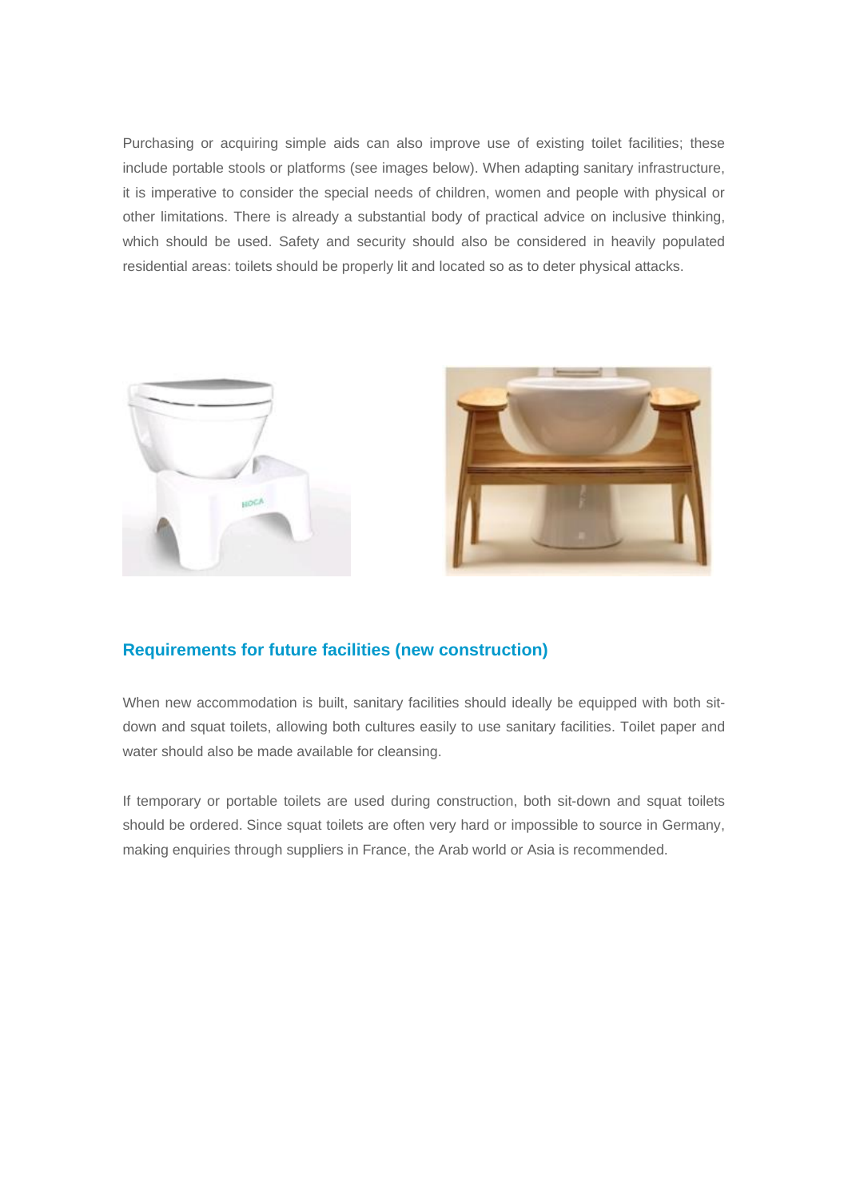Purchasing or acquiring simple aids can also improve use of existing toilet facilities; these include portable stools or platforms (see images below). When adapting sanitary infrastructure, it is imperative to consider the special needs of children, women and people with physical or other limitations. There is already a substantial body of practical advice on inclusive thinking, which should be used. Safety and security should also be considered in heavily populated residential areas: toilets should be properly lit and located so as to deter physical attacks.

## Requirements for future facilities (new construction)

When new accommodation is built, sanitary facilities should ideally be equipped with both sit-down and squat toilets, allowing both cultures easily to use sanitary facilities. Toilet paper and water should also be made available for cleansing.

If temporary or portable toilets are used during construction, both sit-down and squat toilets should be ordered. Since squat toilets are often very hard or impossible to source in Germany, making enquiries through suppliers in France, the Arab world or Asia is recommended.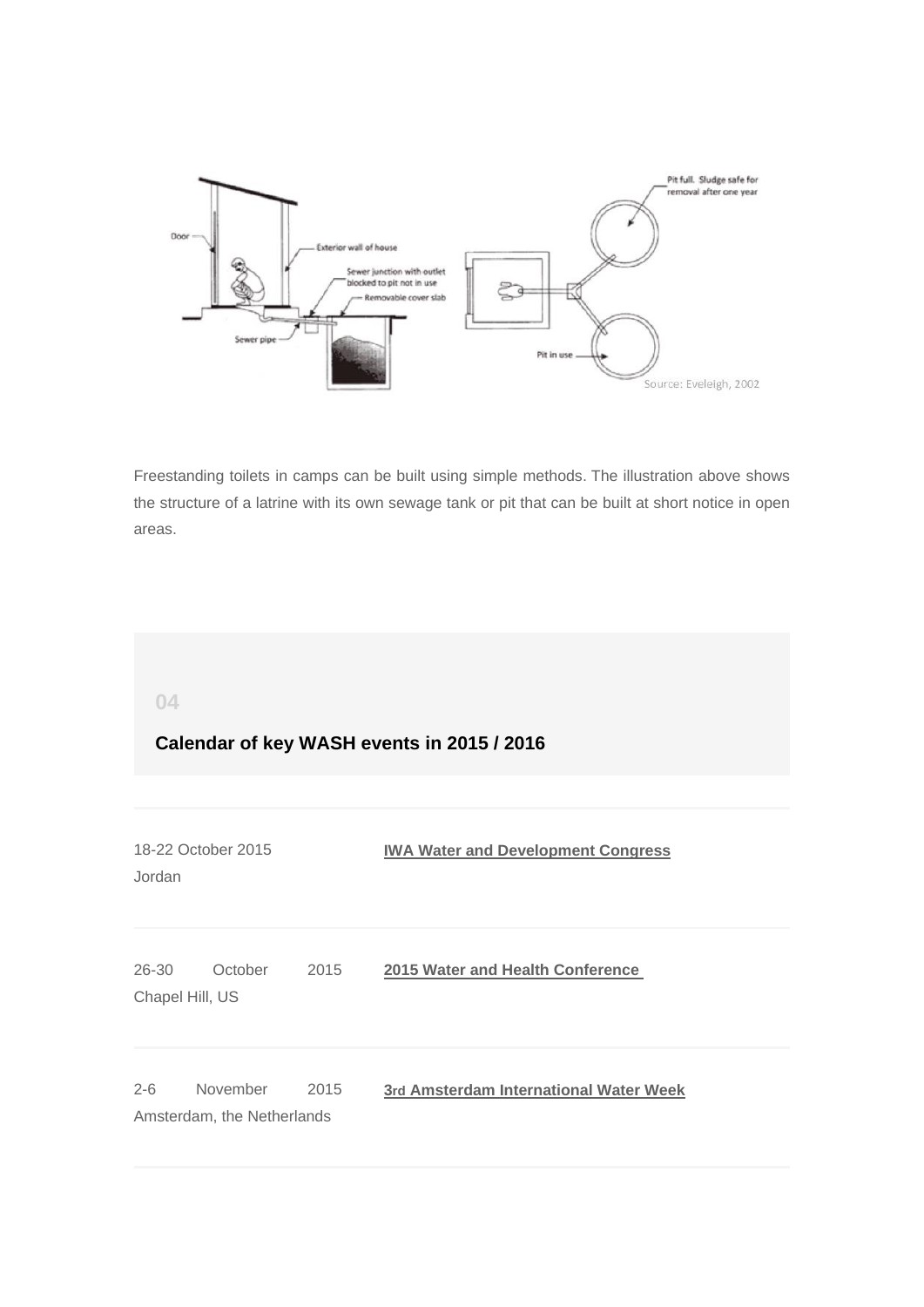Freestanding toilets in camps can be built using simple methods. The illustration above shows the structure of a latrine with its own sewage tank or pit that can be built at short notice in open areas.

04

## Calendar of key WASH events in 2015 / 2016

| | |
|---|---|
| 18-22 October 2015<br>Jordan | **IWA Water and Development Congress** |
| 26-30 October 2015<br>Chapel Hill, US | **2015 Water and Health Conference** |
| 2-6 November 2015<br>Amsterdam, the Netherlands | **3rd Amsterdam International Water Week** |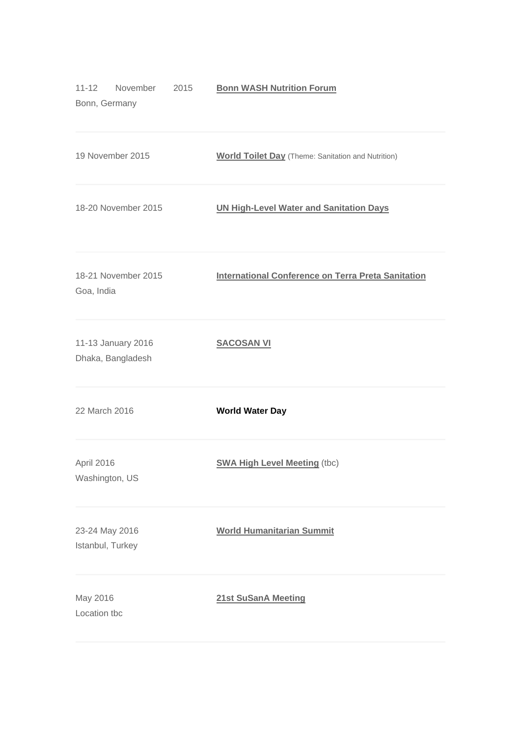| | |
|---|---|
| 11-12 November 2015<br>Bonn, Germany | **Bonn WASH Nutrition Forum** |
| 19 November 2015 | **World Toilet Day** (Theme: Sanitation and Nutrition) |
| 18-20 November 2015 | **UN High-Level Water and Sanitation Days** |
| 18-21 November 2015<br>Goa, India | **International Conference on Terra Preta Sanitation** |
| 11-13 January 2016<br>Dhaka, Bangladesh | **SACOSAN VI** |
| 22 March 2016 | **World Water Day** |
| April 2016<br>Washington, US | **SWA High Level Meeting** (tbc) |
| 23-24 May 2016<br>Istanbul, Turkey | **World Humanitarian Summit** |
| May 2016<br>Location tbc | **21st SuSanA Meeting** |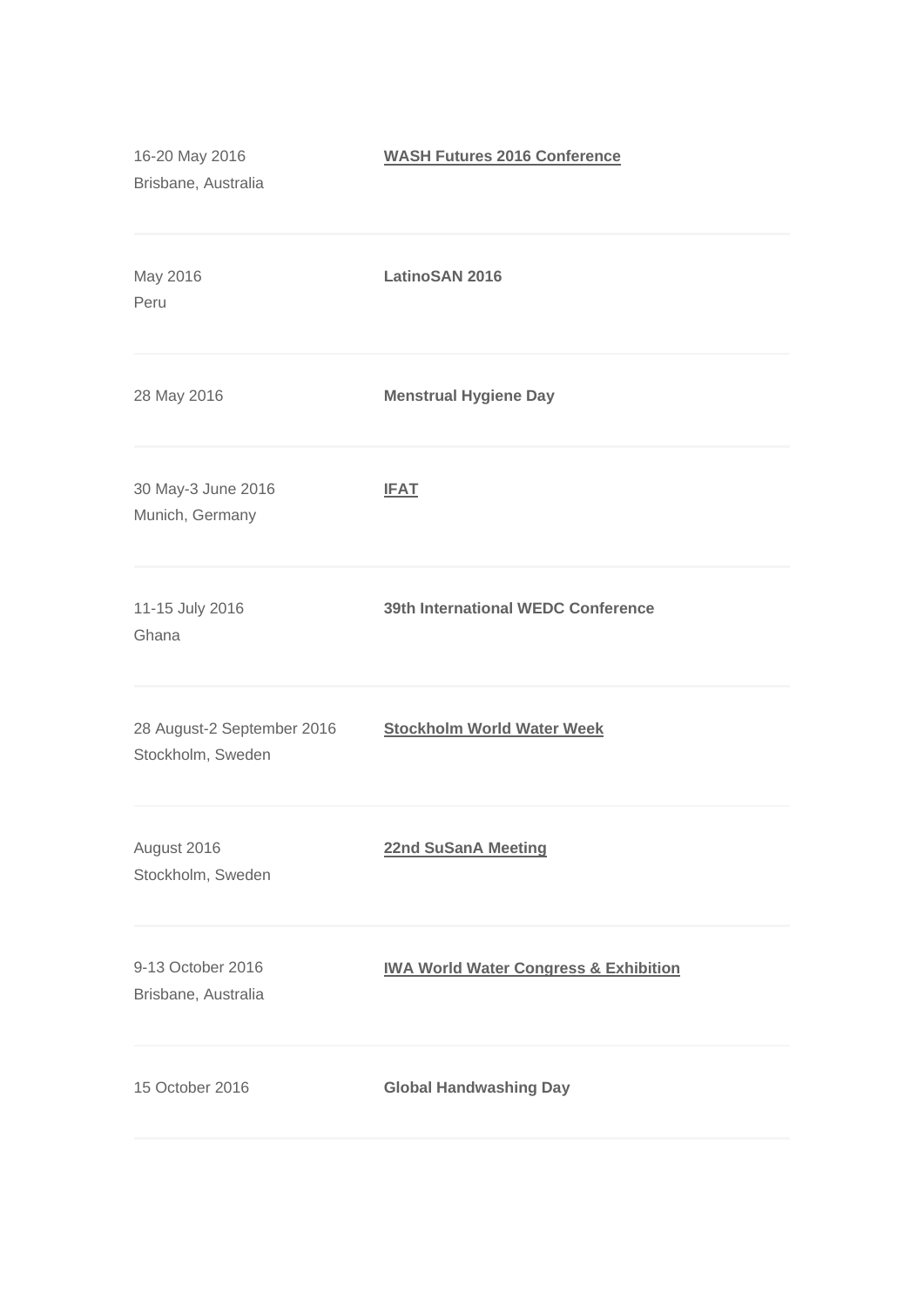| | |
|---|---|
| 16-20 May 2016<br>Brisbane, Australia | **WASH Futures 2016 Conference** |
| May 2016<br>Peru | **LatinoSAN 2016** |
| 28 May 2016 | **Menstrual Hygiene Day** |
| 30 May-3 June 2016<br>Munich, Germany | **IFAT** |
| 11-15 July 2016<br>Ghana | **39th International WEDC Conference** |
| 28 August-2 September 2016<br>Stockholm, Sweden | **Stockholm World Water Week** |
| August 2016<br>Stockholm, Sweden | **22nd SuSanA Meeting** |
| 9-13 October 2016<br>Brisbane, Australia | **IWA World Water Congress & Exhibition** |
| 15 October 2016 | **Global Handwashing Day** |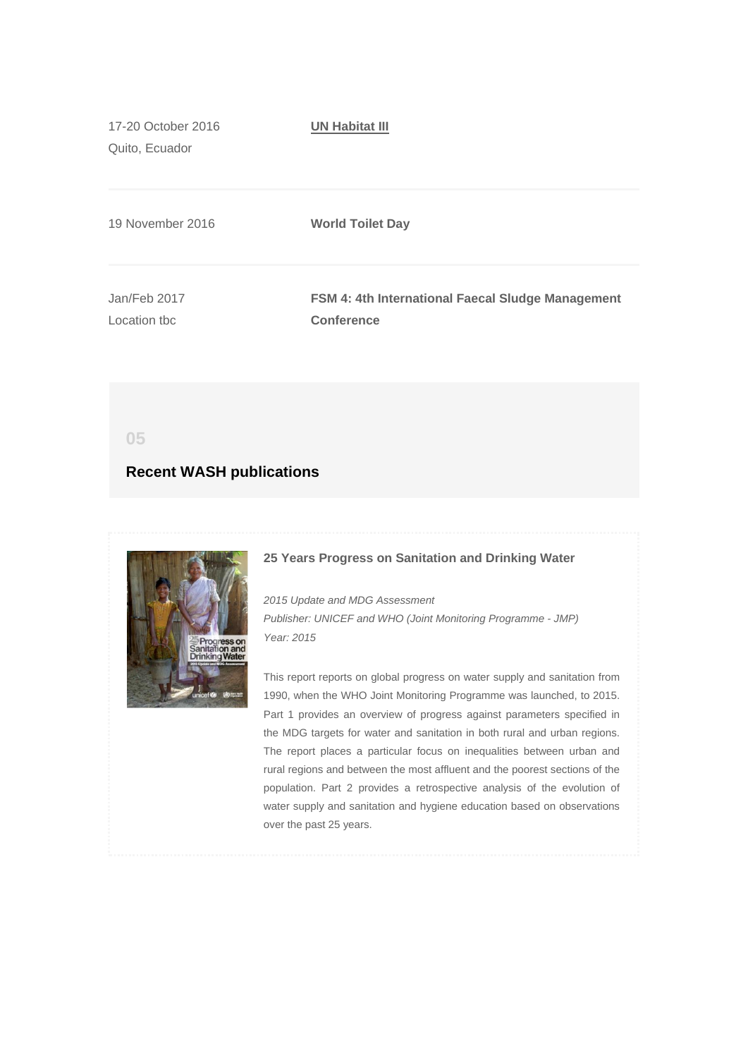| | |
|---|---|
| 17-20 October 2016<br>Quito, Ecuador | **UN Habitat III** |
| 19 November 2016 | **World Toilet Day** |
| Jan/Feb 2017<br>Location tbc | **FSM 4: 4th International Faecal Sludge Management Conference** |

05

## Recent WASH publications

### 25 Years Progress on Sanitation and Drinking Water

*2015 Update and MDG Assessment*
*Publisher: UNICEF and WHO (Joint Monitoring Programme - JMP)*
*Year: 2015*

This report reports on global progress on water supply and sanitation from 1990, when the WHO Joint Monitoring Programme was launched, to 2015. Part 1 provides an overview of progress against parameters specified in the MDG targets for water and sanitation in both rural and urban regions. The report places a particular focus on inequalities between urban and rural regions and between the most affluent and the poorest sections of the population. Part 2 provides a retrospective analysis of the evolution of water supply and sanitation and hygiene education based on observations over the past 25 years.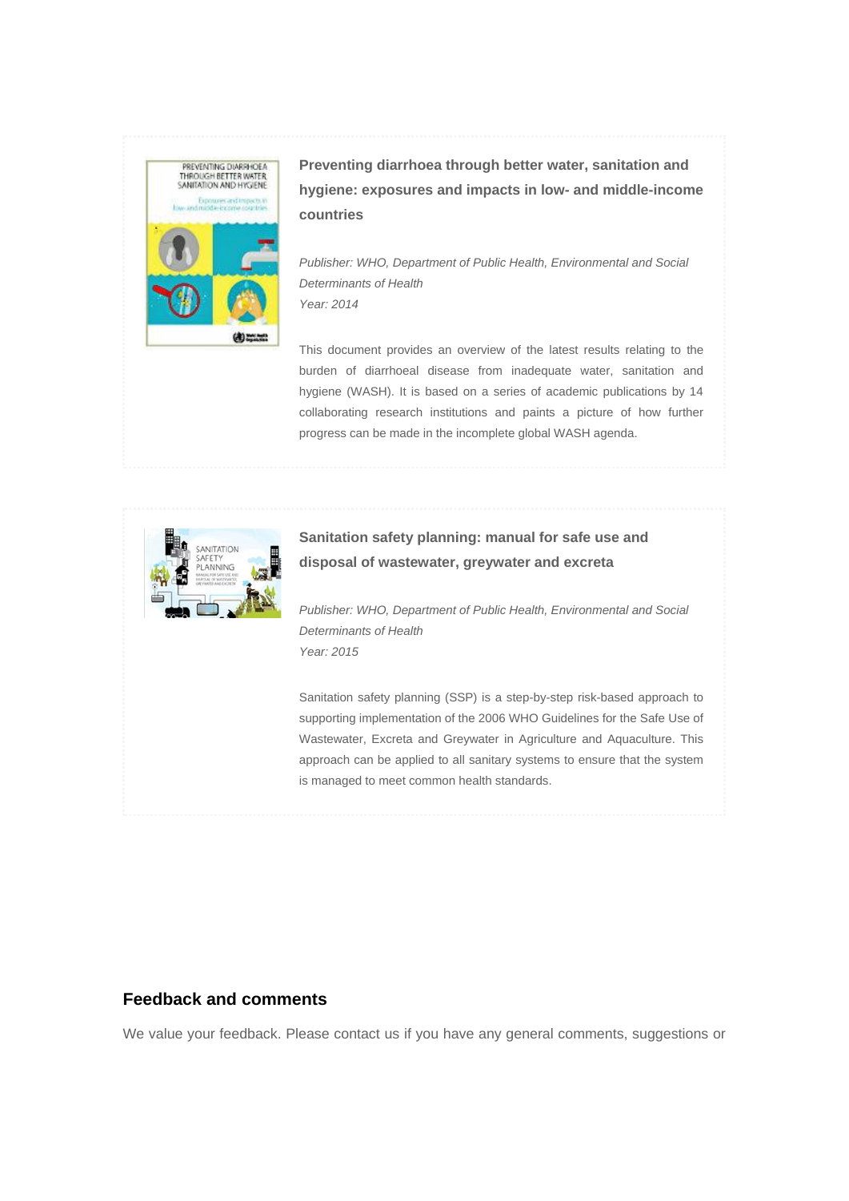**Preventing diarrhoea through better water, sanitation and hygiene: exposures and impacts in low- and middle-income countries**

*Publisher: WHO, Department of Public Health, Environmental and Social Determinants of Health*
*Year: 2014*

This document provides an overview of the latest results relating to the burden of diarrhoeal disease from inadequate water, sanitation and hygiene (WASH). It is based on a series of academic publications by 14 collaborating research institutions and paints a picture of how further progress can be made in the incomplete global WASH agenda.

**Sanitation safety planning: manual for safe use and disposal of wastewater, greywater and excreta**

*Publisher: WHO, Department of Public Health, Environmental and Social Determinants of Health*
*Year: 2015*

Sanitation safety planning (SSP) is a step-by-step risk-based approach to supporting implementation of the 2006 WHO Guidelines for the Safe Use of Wastewater, Excreta and Greywater in Agriculture and Aquaculture. This approach can be applied to all sanitary systems to ensure that the system is managed to meet common health standards.

## Feedback and comments

We value your feedback. Please contact us if you have any general comments, suggestions or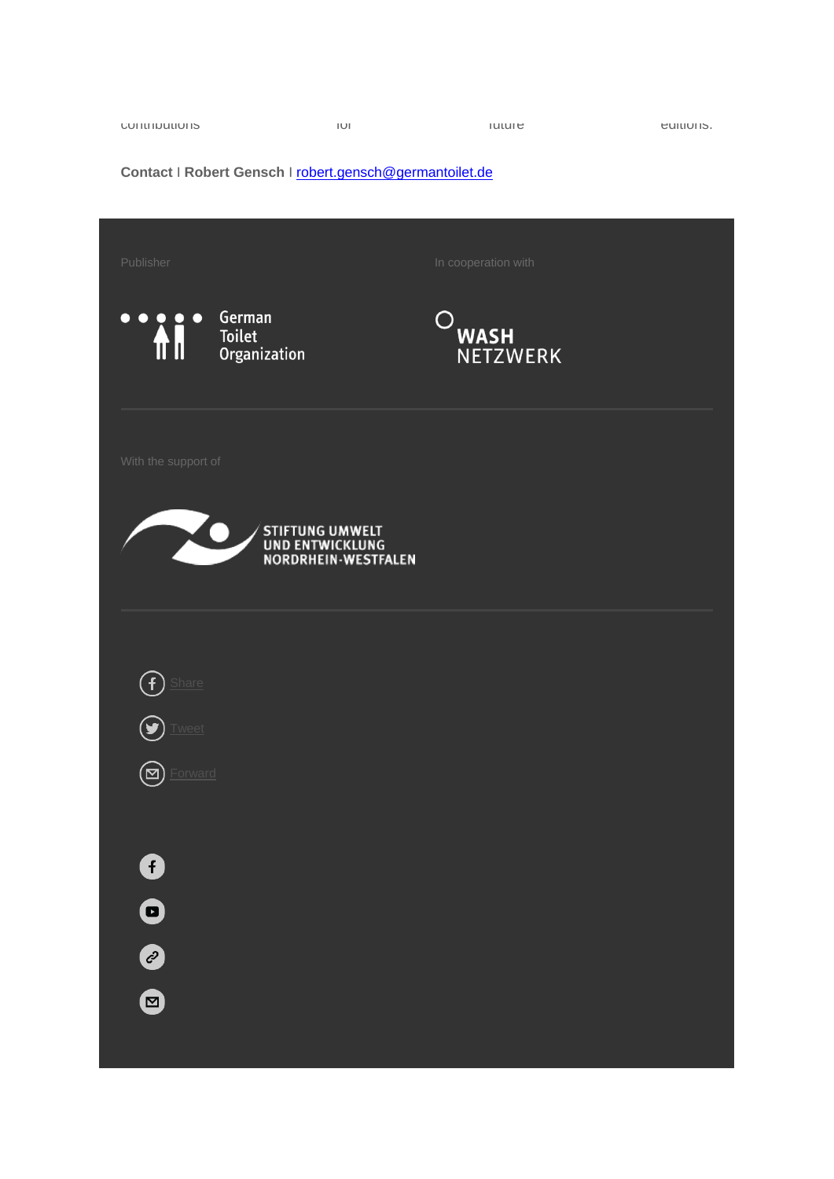contributions for future editions.

**Contact** I **Robert Gensch** I [robert.gensch@germantoilet.de](mailto:robert.gensch@germantoilet.de)

Publisher

German Toilet Organization

In cooperation with

WASH NETZWERK

With the support of

STIFTUNG UMWELT UND ENTWICKLUNG NORDRHEIN-WESTFALEN

Share

Tweet

Forward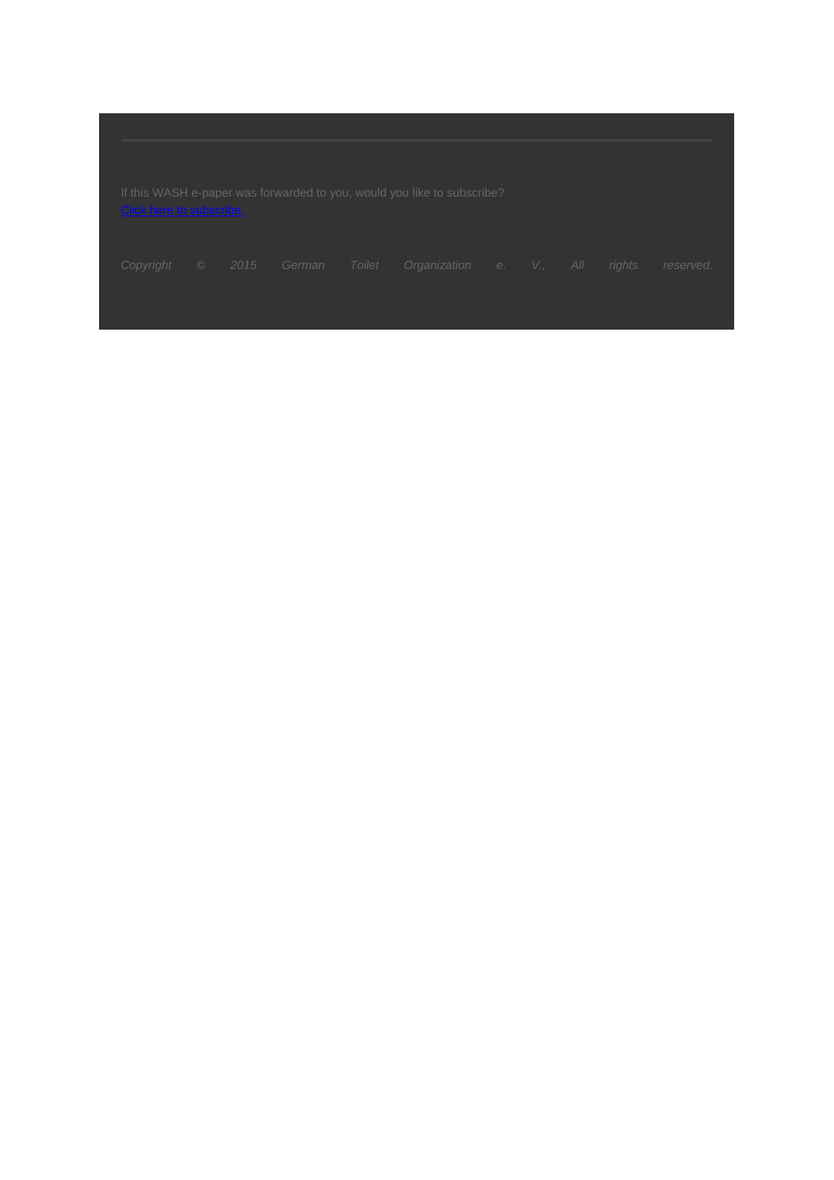If this WASH e-paper was forwarded to you, would you like to subscribe?
Click here to subscribe.

*Copyright © 2015 German Toilet Organization e. V., All rights reserved.*